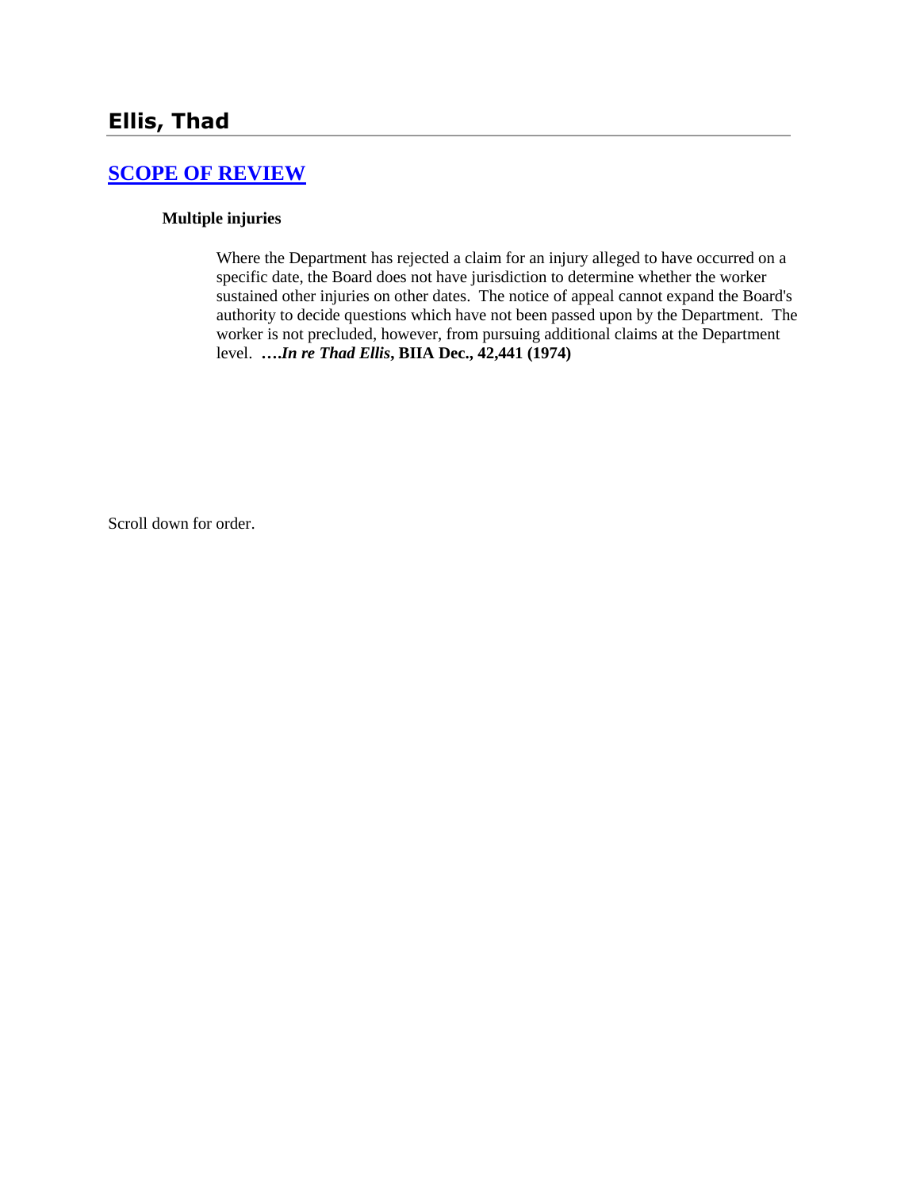# Ellis, Thad

## [SCOPE OF REVIEW]

### Multiple injuries

Where the Department has rejected a claim for an injury alleged to have occurred on a specific date, the Board does not have jurisdiction to determine whether the worker sustained other injuries on other dates. The notice of appeal cannot expand the Board's authority to decide questions which have not been passed upon by the Department. The worker is not precluded, however, from pursuing additional claims at the Department level. **….*In re Thad Ellis*, BIIA Dec., 42,441 (1974)**

Scroll down for order.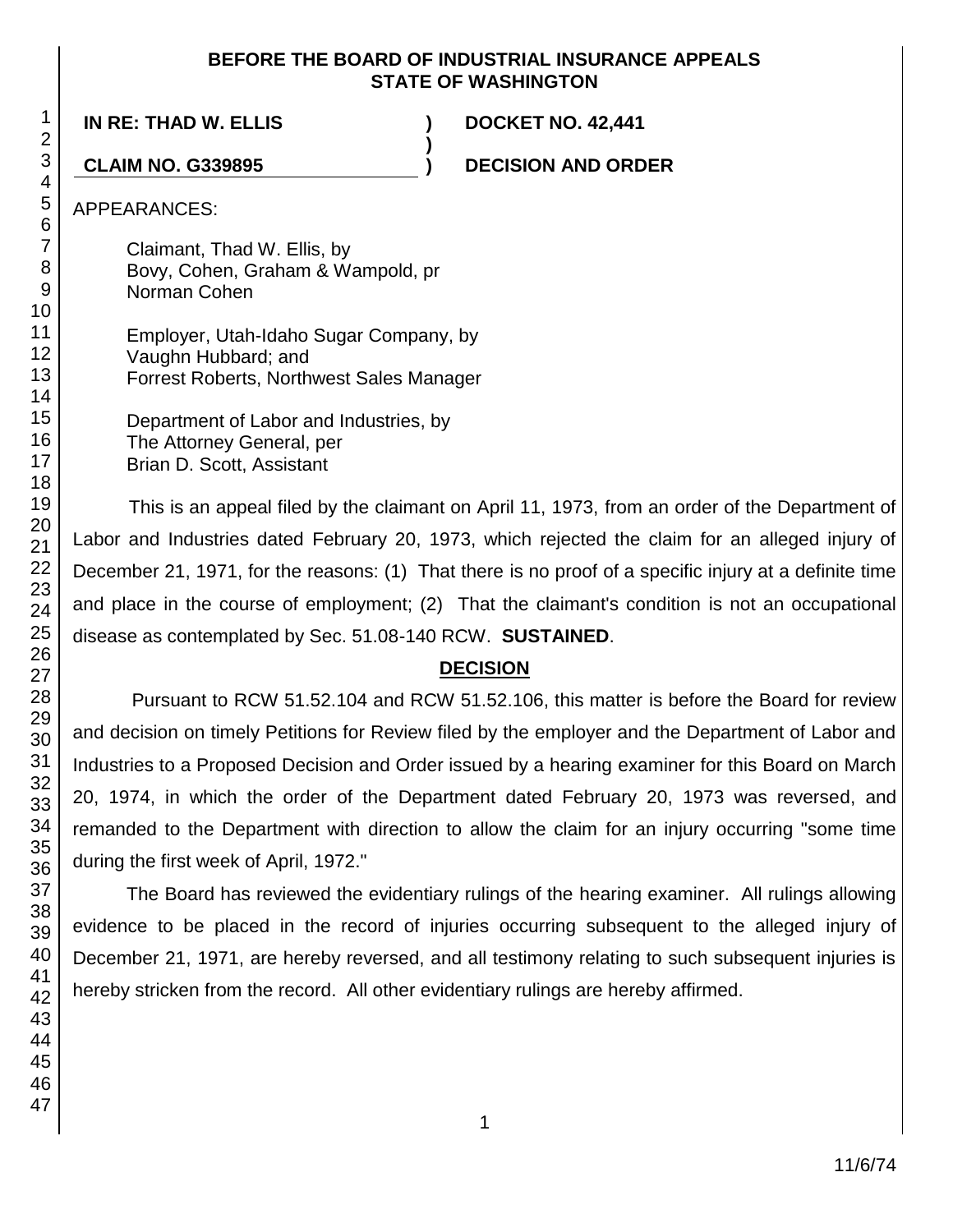**BEFORE THE BOARD OF INDUSTRIAL INSURANCE APPEALS STATE OF WASHINGTON**

| | | |
|---|---|---|
| **IN RE: THAD W. ELLIS** | **)** | **DOCKET NO. 42,441** |
| | **)** | |
| **CLAIM NO. G339895** | **)** | **DECISION AND ORDER** |

APPEARANCES:

Claimant, Thad W. Ellis, by
Bovy, Cohen, Graham & Wampold, pr
Norman Cohen

Employer, Utah-Idaho Sugar Company, by
Vaughn Hubbard; and
Forrest Roberts, Northwest Sales Manager

Department of Labor and Industries, by
The Attorney General, per
Brian D. Scott, Assistant

This is an appeal filed by the claimant on April 11, 1973, from an order of the Department of Labor and Industries dated February 20, 1973, which rejected the claim for an alleged injury of December 21, 1971, for the reasons: (1) That there is no proof of a specific injury at a definite time and place in the course of employment; (2) That the claimant's condition is not an occupational disease as contemplated by Sec. 51.08-140 RCW. **SUSTAINED**.

## DECISION

Pursuant to RCW 51.52.104 and RCW 51.52.106, this matter is before the Board for review and decision on timely Petitions for Review filed by the employer and the Department of Labor and Industries to a Proposed Decision and Order issued by a hearing examiner for this Board on March 20, 1974, in which the order of the Department dated February 20, 1973 was reversed, and remanded to the Department with direction to allow the claim for an injury occurring "some time during the first week of April, 1972."

The Board has reviewed the evidentiary rulings of the hearing examiner. All rulings allowing evidence to be placed in the record of injuries occurring subsequent to the alleged injury of December 21, 1971, are hereby reversed, and all testimony relating to such subsequent injuries is hereby stricken from the record. All other evidentiary rulings are hereby affirmed.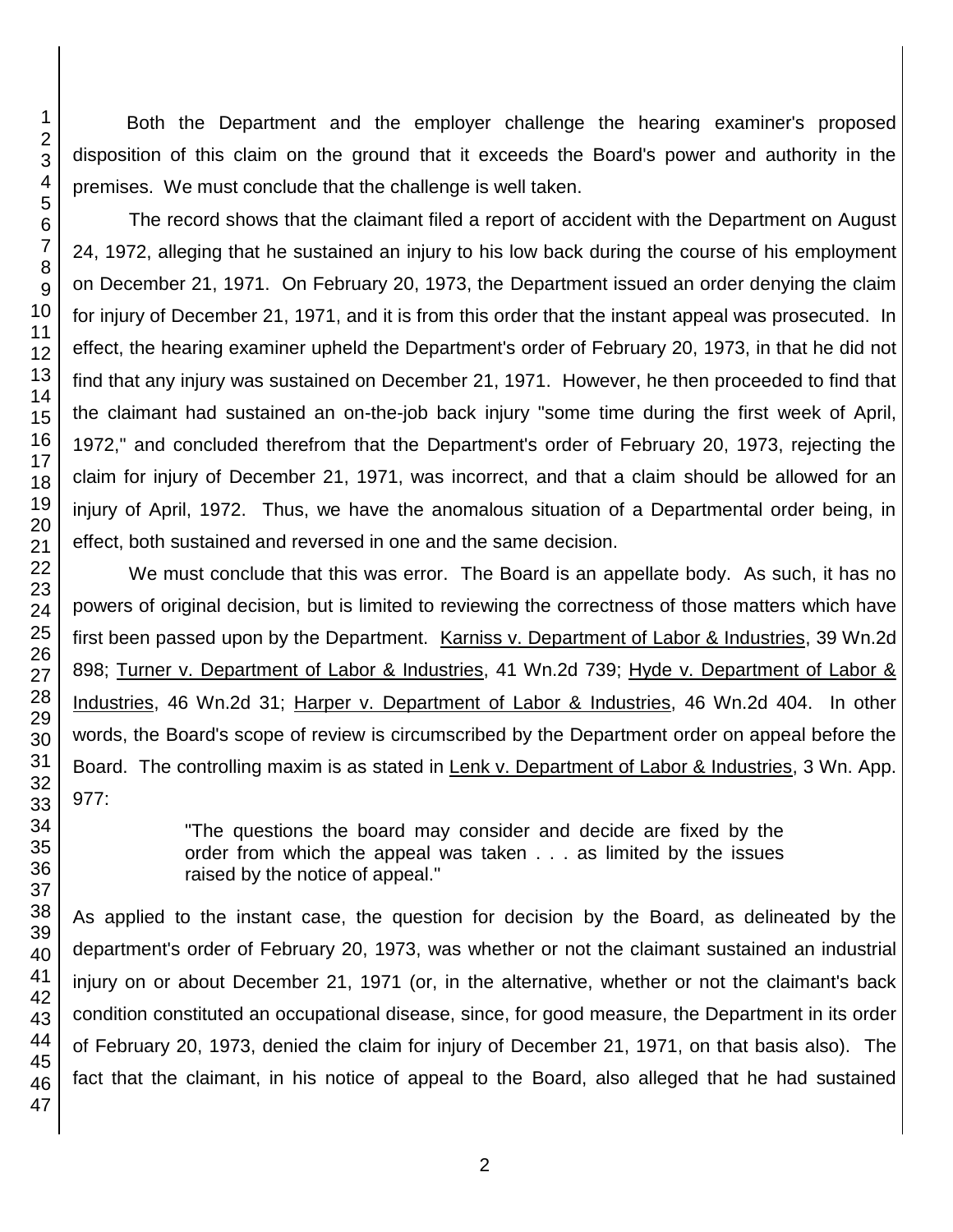Both the Department and the employer challenge the hearing examiner's proposed disposition of this claim on the ground that it exceeds the Board's power and authority in the premises. We must conclude that the challenge is well taken.

The record shows that the claimant filed a report of accident with the Department on August 24, 1972, alleging that he sustained an injury to his low back during the course of his employment on December 21, 1971. On February 20, 1973, the Department issued an order denying the claim for injury of December 21, 1971, and it is from this order that the instant appeal was prosecuted. In effect, the hearing examiner upheld the Department's order of February 20, 1973, in that he did not find that any injury was sustained on December 21, 1971. However, he then proceeded to find that the claimant had sustained an on-the-job back injury "some time during the first week of April, 1972," and concluded therefrom that the Department's order of February 20, 1973, rejecting the claim for injury of December 21, 1971, was incorrect, and that a claim should be allowed for an injury of April, 1972. Thus, we have the anomalous situation of a Departmental order being, in effect, both sustained and reversed in one and the same decision.

We must conclude that this was error. The Board is an appellate body. As such, it has no powers of original decision, but is limited to reviewing the correctness of those matters which have first been passed upon by the Department. Karniss v. Department of Labor & Industries, 39 Wn.2d 898; Turner v. Department of Labor & Industries, 41 Wn.2d 739; Hyde v. Department of Labor & Industries, 46 Wn.2d 31; Harper v. Department of Labor & Industries, 46 Wn.2d 404. In other words, the Board's scope of review is circumscribed by the Department order on appeal before the Board. The controlling maxim is as stated in Lenk v. Department of Labor & Industries, 3 Wn. App. 977:

> "The questions the board may consider and decide are fixed by the order from which the appeal was taken . . . as limited by the issues raised by the notice of appeal."

As applied to the instant case, the question for decision by the Board, as delineated by the department's order of February 20, 1973, was whether or not the claimant sustained an industrial injury on or about December 21, 1971 (or, in the alternative, whether or not the claimant's back condition constituted an occupational disease, since, for good measure, the Department in its order of February 20, 1973, denied the claim for injury of December 21, 1971, on that basis also). The fact that the claimant, in his notice of appeal to the Board, also alleged that he had sustained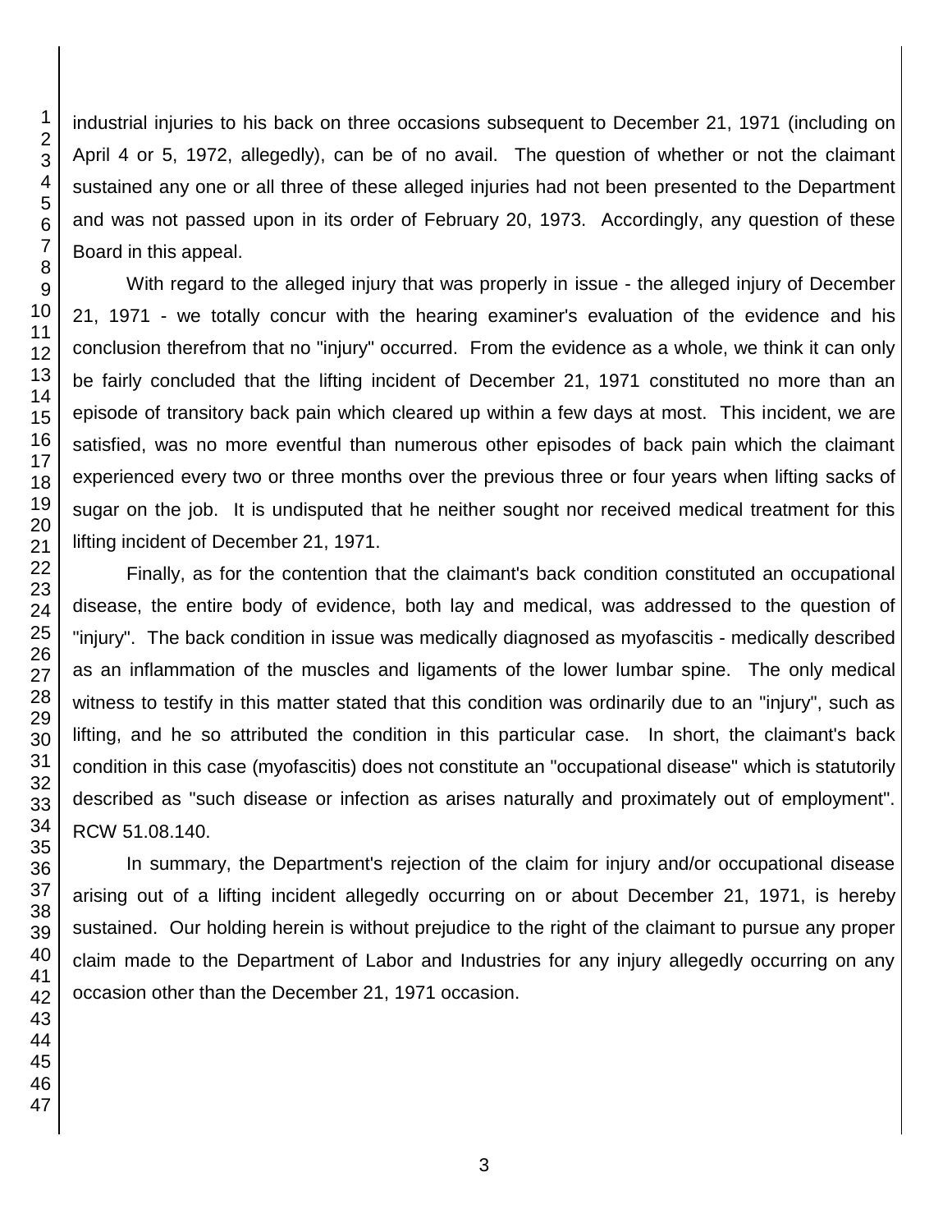industrial injuries to his back on three occasions subsequent to December 21, 1971 (including on April 4 or 5, 1972, allegedly), can be of no avail. The question of whether or not the claimant sustained any one or all three of these alleged injuries had not been presented to the Department and was not passed upon in its order of February 20, 1973. Accordingly, any question of these Board in this appeal.

With regard to the alleged injury that was properly in issue - the alleged injury of December 21, 1971 - we totally concur with the hearing examiner's evaluation of the evidence and his conclusion therefrom that no "injury" occurred. From the evidence as a whole, we think it can only be fairly concluded that the lifting incident of December 21, 1971 constituted no more than an episode of transitory back pain which cleared up within a few days at most. This incident, we are satisfied, was no more eventful than numerous other episodes of back pain which the claimant experienced every two or three months over the previous three or four years when lifting sacks of sugar on the job. It is undisputed that he neither sought nor received medical treatment for this lifting incident of December 21, 1971.

Finally, as for the contention that the claimant's back condition constituted an occupational disease, the entire body of evidence, both lay and medical, was addressed to the question of "injury". The back condition in issue was medically diagnosed as myofascitis - medically described as an inflammation of the muscles and ligaments of the lower lumbar spine. The only medical witness to testify in this matter stated that this condition was ordinarily due to an "injury", such as lifting, and he so attributed the condition in this particular case. In short, the claimant's back condition in this case (myofascitis) does not constitute an "occupational disease" which is statutorily described as "such disease or infection as arises naturally and proximately out of employment". RCW 51.08.140.

In summary, the Department's rejection of the claim for injury and/or occupational disease arising out of a lifting incident allegedly occurring on or about December 21, 1971, is hereby sustained. Our holding herein is without prejudice to the right of the claimant to pursue any proper claim made to the Department of Labor and Industries for any injury allegedly occurring on any occasion other than the December 21, 1971 occasion.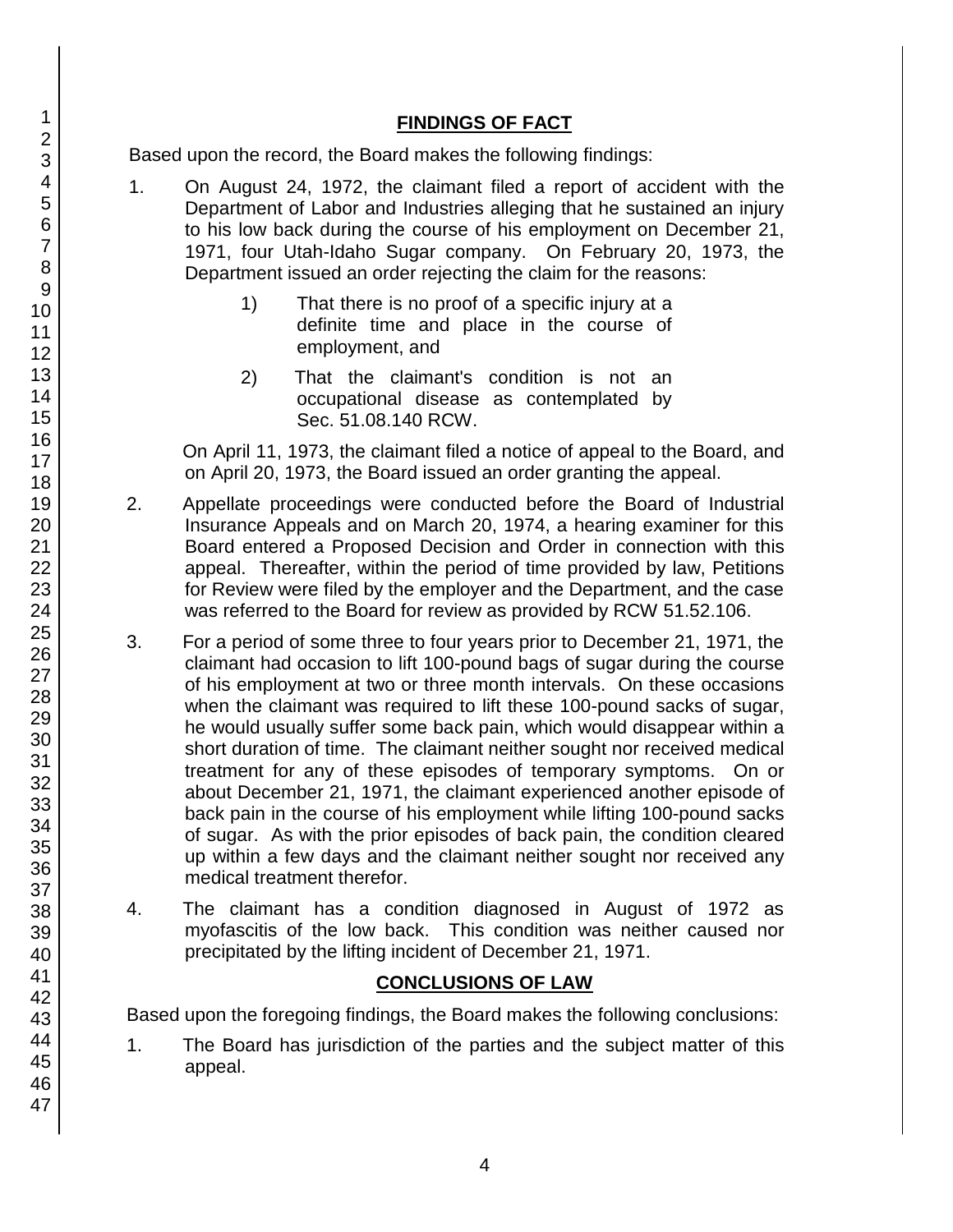## FINDINGS OF FACT

Based upon the record, the Board makes the following findings:

1. On August 24, 1972, the claimant filed a report of accident with the Department of Labor and Industries alleging that he sustained an injury to his low back during the course of his employment on December 21, 1971, four Utah-Idaho Sugar company. On February 20, 1973, the Department issued an order rejecting the claim for the reasons:

   1) That there is no proof of a specific injury at a definite time and place in the course of employment, and

   2) That the claimant's condition is not an occupational disease as contemplated by Sec. 51.08.140 RCW.

   On April 11, 1973, the claimant filed a notice of appeal to the Board, and on April 20, 1973, the Board issued an order granting the appeal.

2. Appellate proceedings were conducted before the Board of Industrial Insurance Appeals and on March 20, 1974, a hearing examiner for this Board entered a Proposed Decision and Order in connection with this appeal. Thereafter, within the period of time provided by law, Petitions for Review were filed by the employer and the Department, and the case was referred to the Board for review as provided by RCW 51.52.106.

3. For a period of some three to four years prior to December 21, 1971, the claimant had occasion to lift 100-pound bags of sugar during the course of his employment at two or three month intervals. On these occasions when the claimant was required to lift these 100-pound sacks of sugar, he would usually suffer some back pain, which would disappear within a short duration of time. The claimant neither sought nor received medical treatment for any of these episodes of temporary symptoms. On or about December 21, 1971, the claimant experienced another episode of back pain in the course of his employment while lifting 100-pound sacks of sugar. As with the prior episodes of back pain, the condition cleared up within a few days and the claimant neither sought nor received any medical treatment therefor.

4. The claimant has a condition diagnosed in August of 1972 as myofascitis of the low back. This condition was neither caused nor precipitated by the lifting incident of December 21, 1971.

## CONCLUSIONS OF LAW

Based upon the foregoing findings, the Board makes the following conclusions:

1. The Board has jurisdiction of the parties and the subject matter of this appeal.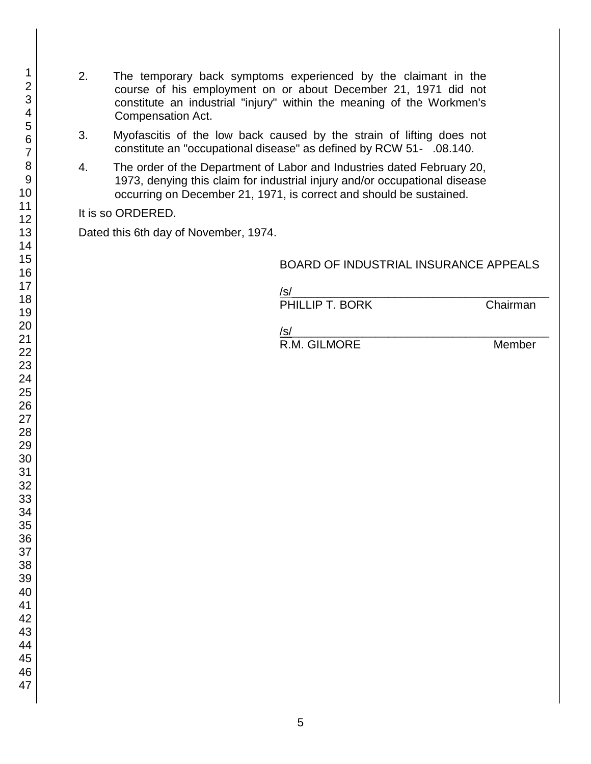2. The temporary back symptoms experienced by the claimant in the course of his employment on or about December 21, 1971 did not constitute an industrial "injury" within the meaning of the Workmen's Compensation Act.

3. Myofascitis of the low back caused by the strain of lifting does not constitute an "occupational disease" as defined by RCW 51- .08.140.

4. The order of the Department of Labor and Industries dated February 20, 1973, denying this claim for industrial injury and/or occupational disease occurring on December 21, 1971, is correct and should be sustained.

It is so ORDERED.

Dated this 6th day of November, 1974.

BOARD OF INDUSTRIAL INSURANCE APPEALS

/s/\_\_\_\_\_\_\_\_\_\_\_\_\_\_\_\_\_\_\_\_\_\_\_\_\_\_\_\_\_\_\_\_\_\_\_\_\_\_\_\_
PHILLIP T. BORK Chairman

/s/\_\_\_\_\_\_\_\_\_\_\_\_\_\_\_\_\_\_\_\_\_\_\_\_\_\_\_\_\_\_\_\_\_\_\_\_\_\_\_\_
R.M. GILMORE Member